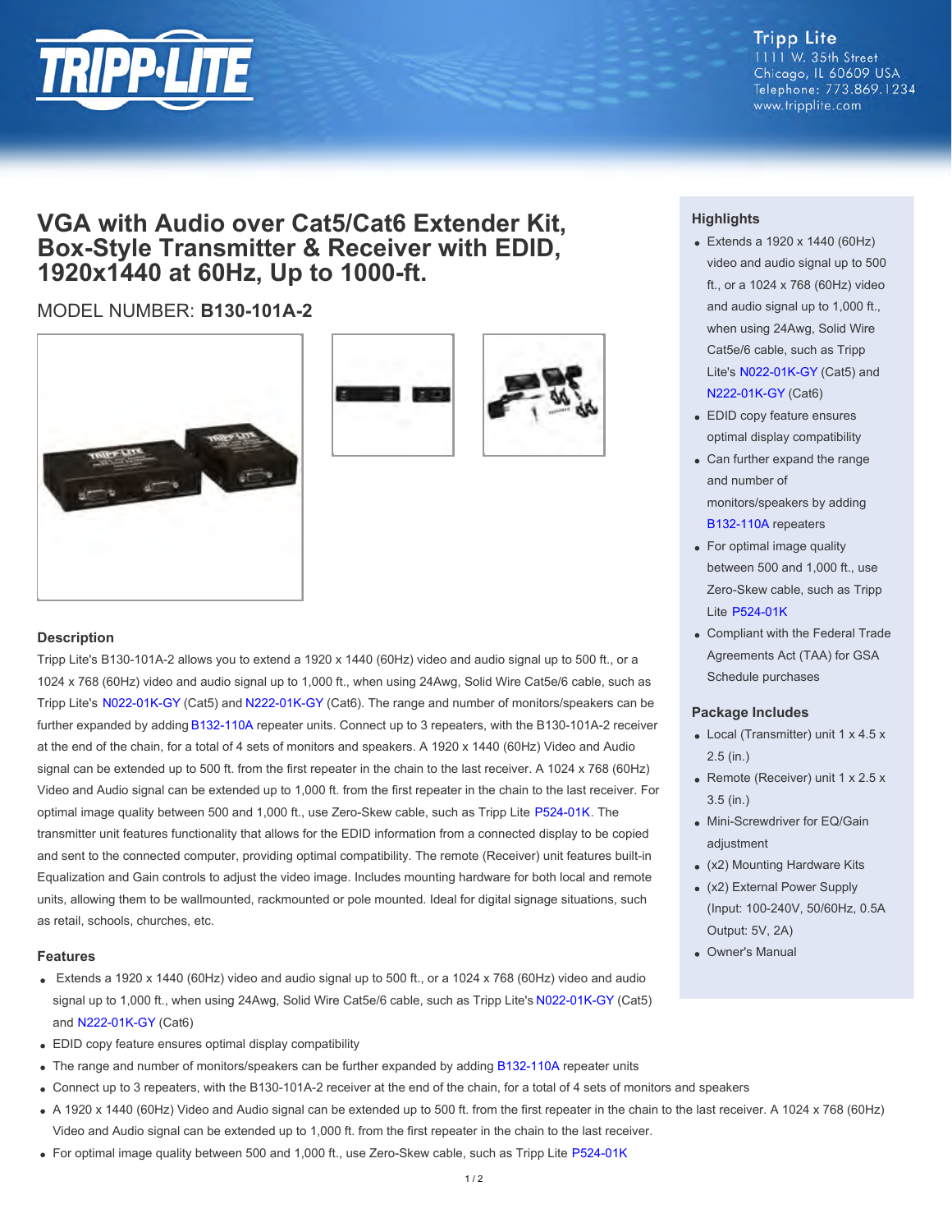Tripp Lite
1111 W. 35th Street
Chicago, IL 60609 USA
Telephone: 773.869.1234
www.tripplite.com

# VGA with Audio over Cat5/Cat6 Extender Kit, Box-Style Transmitter & Receiver with EDID, 1920x1440 at 60Hz, Up to 1000-ft.

MODEL NUMBER: **B130-101A-2**

## Description

Tripp Lite's B130-101A-2 allows you to extend a 1920 x 1440 (60Hz) video and audio signal up to 500 ft., or a 1024 x 768 (60Hz) video and audio signal up to 1,000 ft., when using 24Awg, Solid Wire Cat5e/6 cable, such as Tripp Lite's N022-01K-GY (Cat5) and N222-01K-GY (Cat6). The range and number of monitors/speakers can be further expanded by adding B132-110A repeater units. Connect up to 3 repeaters, with the B130-101A-2 receiver at the end of the chain, for a total of 4 sets of monitors and speakers. A 1920 x 1440 (60Hz) Video and Audio signal can be extended up to 500 ft. from the first repeater in the chain to the last receiver. A 1024 x 768 (60Hz) Video and Audio signal can be extended up to 1,000 ft. from the first repeater in the chain to the last receiver. For optimal image quality between 500 and 1,000 ft., use Zero-Skew cable, such as Tripp Lite P524-01K. The transmitter unit features functionality that allows for the EDID information from a connected display to be copied and sent to the connected computer, providing optimal compatibility. The remote (Receiver) unit features built-in Equalization and Gain controls to adjust the video image. Includes mounting hardware for both local and remote units, allowing them to be wallmounted, rackmounted or pole mounted. Ideal for digital signage situations, such as retail, schools, churches, etc.

## Features

- Extends a 1920 x 1440 (60Hz) video and audio signal up to 500 ft., or a 1024 x 768 (60Hz) video and audio signal up to 1,000 ft., when using 24Awg, Solid Wire Cat5e/6 cable, such as Tripp Lite's N022-01K-GY (Cat5) and N222-01K-GY (Cat6)
- EDID copy feature ensures optimal display compatibility
- The range and number of monitors/speakers can be further expanded by adding B132-110A repeater units
- Connect up to 3 repeaters, with the B130-101A-2 receiver at the end of the chain, for a total of 4 sets of monitors and speakers
- A 1920 x 1440 (60Hz) Video and Audio signal can be extended up to 500 ft. from the first repeater in the chain to the last receiver. A 1024 x 768 (60Hz) Video and Audio signal can be extended up to 1,000 ft. from the first repeater in the chain to the last receiver.
- For optimal image quality between 500 and 1,000 ft., use Zero-Skew cable, such as Tripp Lite P524-01K

## Highlights

- Extends a 1920 x 1440 (60Hz) video and audio signal up to 500 ft., or a 1024 x 768 (60Hz) video and audio signal up to 1,000 ft., when using 24Awg, Solid Wire Cat5e/6 cable, such as Tripp Lite's N022-01K-GY (Cat5) and N222-01K-GY (Cat6)
- EDID copy feature ensures optimal display compatibility
- Can further expand the range and number of monitors/speakers by adding B132-110A repeaters
- For optimal image quality between 500 and 1,000 ft., use Zero-Skew cable, such as Tripp Lite P524-01K
- Compliant with the Federal Trade Agreements Act (TAA) for GSA Schedule purchases

## Package Includes

- Local (Transmitter) unit 1 x 4.5 x 2.5 (in.)
- Remote (Receiver) unit 1 x 2.5 x 3.5 (in.)
- Mini-Screwdriver for EQ/Gain adjustment
- (x2) Mounting Hardware Kits
- (x2) External Power Supply (Input: 100-240V, 50/60Hz, 0.5A Output: 5V, 2A)
- Owner's Manual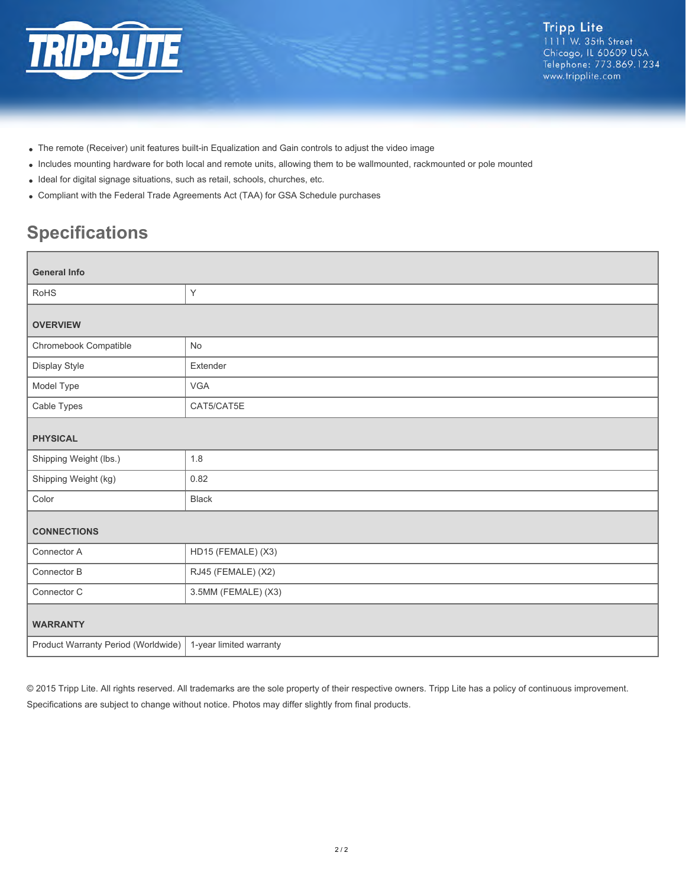- The remote (Receiver) unit features built-in Equalization and Gain controls to adjust the video image
- Includes mounting hardware for both local and remote units, allowing them to be wallmounted, rackmounted or pole mounted
- Ideal for digital signage situations, such as retail, schools, churches, etc.
- Compliant with the Federal Trade Agreements Act (TAA) for GSA Schedule purchases

## Specifications

| | |
|---|---|
| **General Info** | |
| RoHS | Y |
| **OVERVIEW** | |
| Chromebook Compatible | No |
| Display Style | Extender |
| Model Type | VGA |
| Cable Types | CAT5/CAT5E |
| **PHYSICAL** | |
| Shipping Weight (lbs.) | 1.8 |
| Shipping Weight (kg) | 0.82 |
| Color | Black |
| **CONNECTIONS** | |
| Connector A | HD15 (FEMALE) (X3) |
| Connector B | RJ45 (FEMALE) (X2) |
| Connector C | 3.5MM (FEMALE) (X3) |
| **WARRANTY** | |
| Product Warranty Period (Worldwide) | 1-year limited warranty |

© 2015 Tripp Lite. All rights reserved. All trademarks are the sole property of their respective owners. Tripp Lite has a policy of continuous improvement. Specifications are subject to change without notice. Photos may differ slightly from final products.